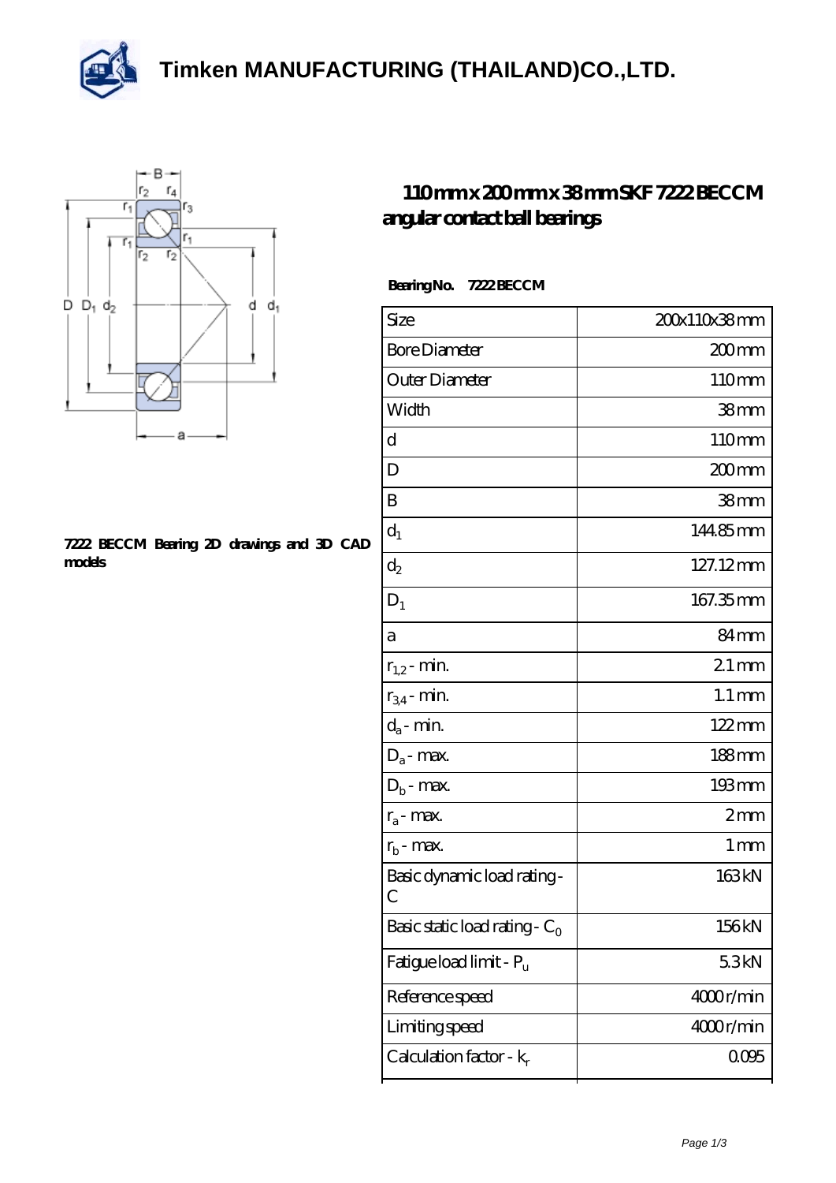# Timken MANUFACTURING (THAILAND)CO.,LTD.

## 110mm x 200mm x 38mm SKF 7222 BECCM angular contact ball bearings

7222 BECCM Bearing 2D drawings and 3D CAD models

**Bearing No.** 7222 BECCM

| Size | 200x110x38 mm |
|---|---|
| Bore Diameter | 200 mm |
| Outer Diameter | 110 mm |
| Width | 38 mm |
| d | 110 mm |
| D | 200 mm |
| B | 38 mm |
| $d_1$ | 144.85 mm |
| $d_2$ | 127.12 mm |
| $D_1$ | 167.35 mm |
| a | 84 mm |
| $r_{1,2}$ - min. | 2.1 mm |
| $r_{3,4}$ - min. | 1.1 mm |
| $d_a$ - min. | 122 mm |
| $D_a$ - max. | 188 mm |
| $D_b$ - max. | 193 mm |
| $r_a$ - max. | 2 mm |
| $r_b$ - max. | 1 mm |
| Basic dynamic load rating - C | 163 kN |
| Basic static load rating - $C_0$ | 156 kN |
| Fatigue load limit - $P_u$ | 5.3 kN |
| Reference speed | 4000 r/min |
| Limiting speed | 4000 r/min |
| Calculation factor - $k_r$ | 0.095 |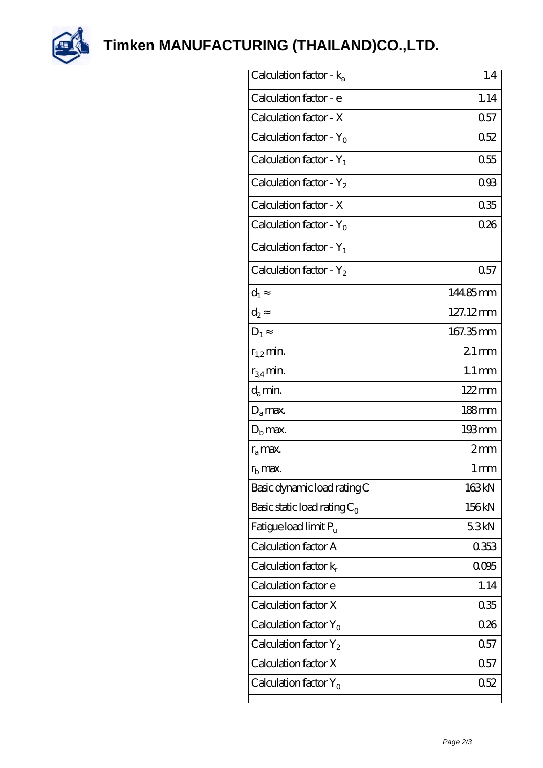| Calculation factor - $k_a$ | 1.4 |
| --- | --- |
| Calculation factor - e | 1.14 |
| Calculation factor - X | 0.57 |
| Calculation factor - $Y_0$ | 0.52 |
| Calculation factor - $Y_1$ | 0.55 |
| Calculation factor - $Y_2$ | 0.93 |
| Calculation factor - X | 0.35 |
| Calculation factor - $Y_0$ | 0.26 |
| Calculation factor - $Y_1$ | |
| Calculation factor - $Y_2$ | 0.57 |
| $d_1 \approx$ | 144.85 mm |
| $d_2 \approx$ | 127.12 mm |
| $D_1 \approx$ | 167.35 mm |
| $r_{1,2}$ min. | 2.1 mm |
| $r_{3,4}$ min. | 1.1 mm |
| $d_a$ min. | 122 mm |
| $D_a$ max. | 188 mm |
| $D_b$ max. | 193 mm |
| $r_a$ max. | 2 mm |
| $r_b$ max. | 1 mm |
| Basic dynamic load rating C | 163 kN |
| Basic static load rating $C_0$ | 156 kN |
| Fatigue load limit $P_u$ | 5.3 kN |
| Calculation factor A | 0.353 |
| Calculation factor $k_r$ | 0.095 |
| Calculation factor e | 1.14 |
| Calculation factor X | 0.35 |
| Calculation factor $Y_0$ | 0.26 |
| Calculation factor $Y_2$ | 0.57 |
| Calculation factor X | 0.57 |
| Calculation factor $Y_0$ | 0.52 |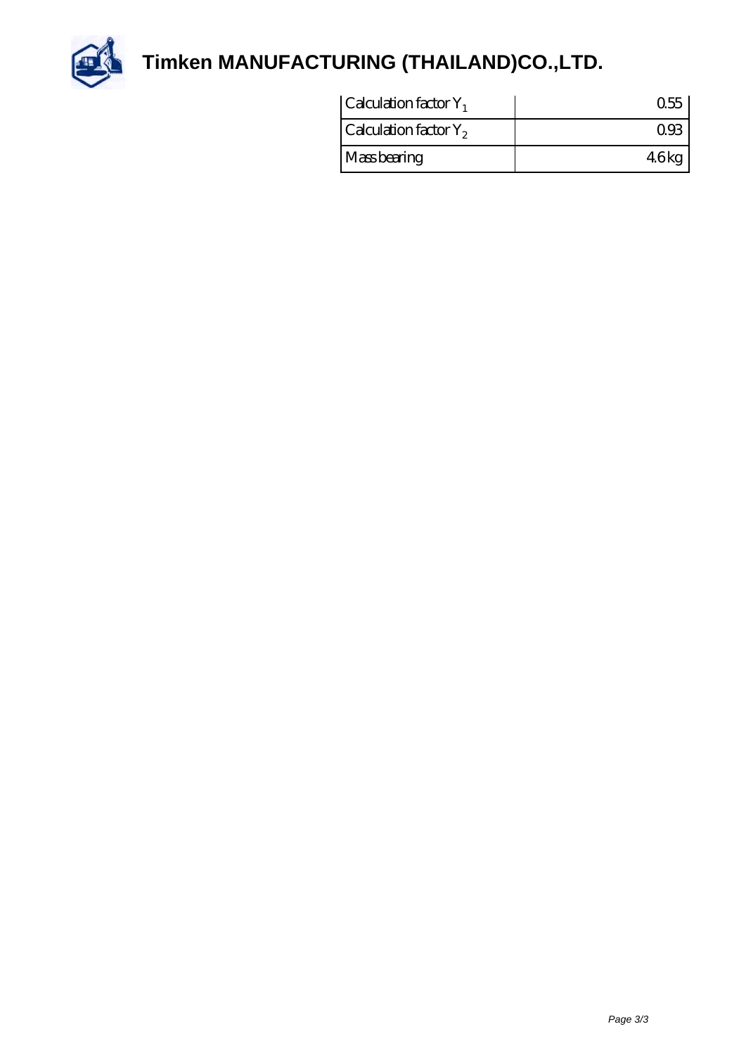| | |
|---|---|
| Calculation factor $Y_1$ | 0.55 |
| Calculation factor $Y_2$ | 0.93 |
| Mass bearing | 4.6 kg |